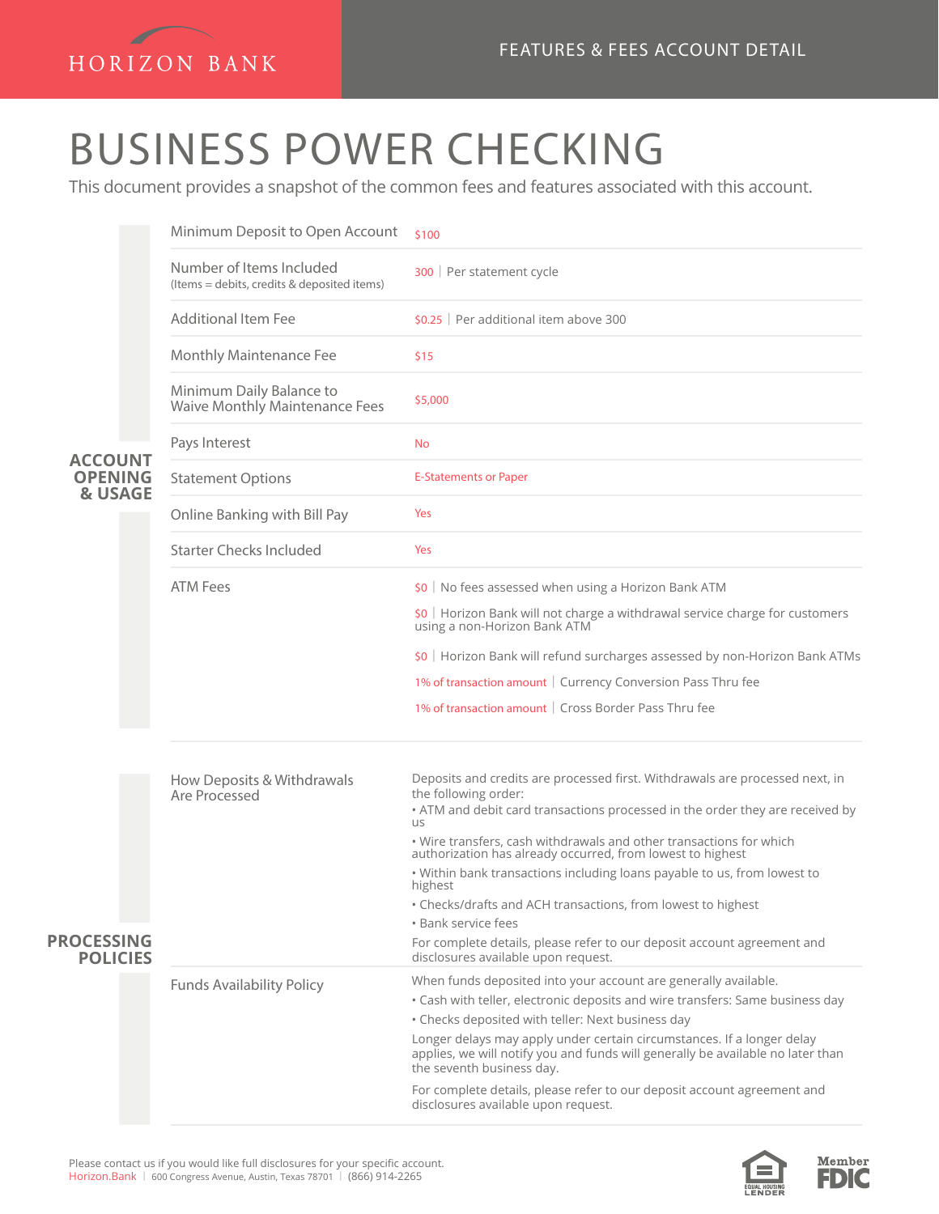HORIZON BANK

FEATURES & FEES ACCOUNT DETAIL

# BUSINESS POWER CHECKING

This document provides a snapshot of the common fees and features associated with this account.

## ACCOUNT OPENING & USAGE

| Feature | Detail |
|---|---|
| Minimum Deposit to Open Account | $100 |
| Number of Items Included (Items = debits, credits & deposited items) | 300 \| Per statement cycle |
| Additional Item Fee | $0.25 \| Per additional item above 300 |
| Monthly Maintenance Fee | $15 |
| Minimum Daily Balance to Waive Monthly Maintenance Fees | $5,000 |
| Pays Interest | No |
| Statement Options | E-Statements or Paper |
| Online Banking with Bill Pay | Yes |
| Starter Checks Included | Yes |
| ATM Fees | $0 \| No fees assessed when using a Horizon Bank ATM<br>$0 \| Horizon Bank will not charge a withdrawal service charge for customers using a non-Horizon Bank ATM<br>$0 \| Horizon Bank will refund surcharges assessed by non-Horizon Bank ATMs<br>1% of transaction amount \| Currency Conversion Pass Thru fee<br>1% of transaction amount \| Cross Border Pass Thru fee |

## PROCESSING POLICIES

### How Deposits & Withdrawals Are Processed

Deposits and credits are processed first. Withdrawals are processed next, in the following order:

- ATM and debit card transactions processed in the order they are received by us
- Wire transfers, cash withdrawals and other transactions for which authorization has already occurred, from lowest to highest
- Within bank transactions including loans payable to us, from lowest to highest
- Checks/drafts and ACH transactions, from lowest to highest
- Bank service fees

For complete details, please refer to our deposit account agreement and disclosures available upon request.

### Funds Availability Policy

When funds deposited into your account are generally available.

- Cash with teller, electronic deposits and wire transfers: Same business day
- Checks deposited with teller: Next business day

Longer delays may apply under certain circumstances. If a longer delay applies, we will notify you and funds will generally be available no later than the seventh business day.

For complete details, please refer to our deposit account agreement and disclosures available upon request.

Please contact us if you would like full disclosures for your specific account.
Horizon.Bank | 600 Congress Avenue, Austin, Texas 78701 | (866) 914-2265

EQUAL HOUSING LENDER | Member FDIC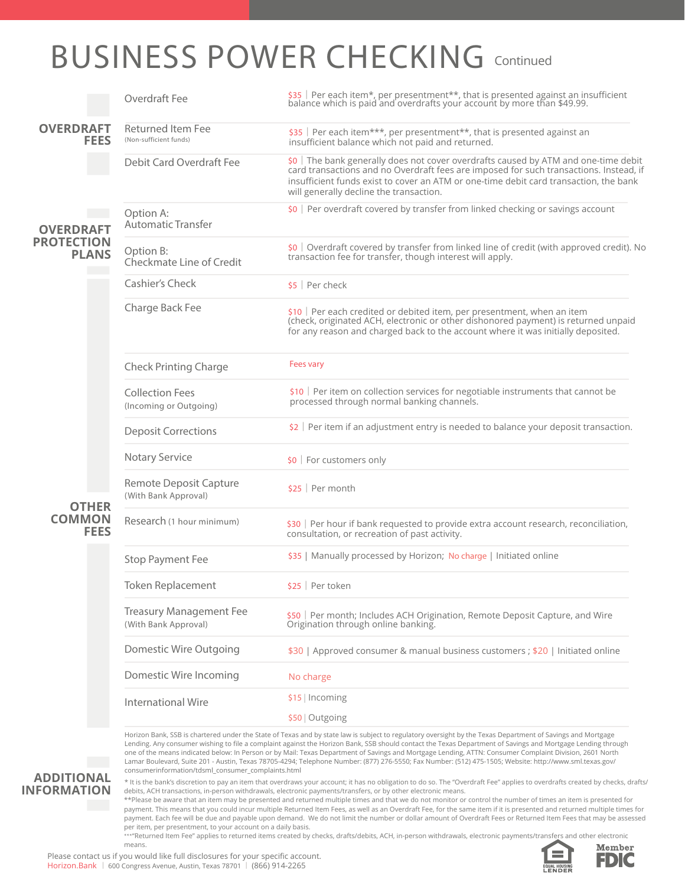# BUSINESS POWER CHECKING Continued

## OVERDRAFT FEES

| | |
|---|---|
| Overdraft Fee | $35 \| Per each item*, per presentment**, that is presented against an insufficient balance which is paid and overdrafts your account by more than $49.99. |
| Returned Item Fee (Non-sufficient funds) | $35 \| Per each item***, per presentment**, that is presented against an insufficient balance which not paid and returned. |
| Debit Card Overdraft Fee | $0 \| The bank generally does not cover overdrafts caused by ATM and one-time debit card transactions and no Overdraft fees are imposed for such transactions. Instead, if insufficient funds exist to cover an ATM or one-time debit card transaction, the bank will generally decline the transaction. |

## OVERDRAFT PROTECTION PLANS

| | |
|---|---|
| Option A: Automatic Transfer | $0 \| Per overdraft covered by transfer from linked checking or savings account |
| Option B: Checkmate Line of Credit | $0 \| Overdraft covered by transfer from linked line of credit (with approved credit). No transaction fee for transfer, though interest will apply. |

## OTHER COMMON FEES

| | |
|---|---|
| Cashier's Check | $5 \| Per check |
| Charge Back Fee | $10 \| Per each credited or debited item, per presentment, when an item (check, originated ACH, electronic or other dishonored payment) is returned unpaid for any reason and charged back to the account where it was initially deposited. |
| Check Printing Charge | Fees vary |
| Collection Fees (Incoming or Outgoing) | $10 \| Per item on collection services for negotiable instruments that cannot be processed through normal banking channels. |
| Deposit Corrections | $2 \| Per item if an adjustment entry is needed to balance your deposit transaction. |
| Notary Service | $0 \| For customers only |
| Remote Deposit Capture (With Bank Approval) | $25 \| Per month |
| Research (1 hour minimum) | $30 \| Per hour if bank requested to provide extra account research, reconciliation, consultation, or recreation of past activity. |
| Stop Payment Fee | $35 \| Manually processed by Horizon; No charge \| Initiated online |
| Token Replacement | $25 \| Per token |
| Treasury Management Fee (With Bank Approval) | $50 \| Per month; Includes ACH Origination, Remote Deposit Capture, and Wire Origination through online banking. |
| Domestic Wire Outgoing | $30 \| Approved consumer & manual business customers ; $20 \| Initiated online |
| Domestic Wire Incoming | No charge |
| International Wire | $15 \| Incoming<br>$50 \| Outgoing |

## ADDITIONAL INFORMATION

Horizon Bank, SSB is chartered under the State of Texas and by state law is subject to regulatory oversight by the Texas Department of Savings and Mortgage Lending. Any consumer wishing to file a complaint against the Horizon Bank, SSB should contact the Texas Department of Savings and Mortgage Lending through one of the means indicated below: In Person or by Mail: Texas Department of Savings and Mortgage Lending, ATTN: Consumer Complaint Division, 2601 North Lamar Boulevard, Suite 201 - Austin, Texas 78705-4294; Telephone Number: (877) 276-5550; Fax Number: (512) 475-1505; Website: http://www.sml.texas.gov/consumerinformation/tdsml_consumer_complaints.html

* It is the bank's discretion to pay an item that overdraws your account; it has no obligation to do so. The "Overdraft Fee" applies to overdrafts created by checks, drafts/debits, ACH transactions, in-person withdrawals, electronic payments/transfers, or by other electronic means.

**Please be aware that an item may be presented and returned multiple times and that we do not monitor or control the number of times an item is presented for payment. This means that you could incur multiple Returned Item Fees, as well as an Overdraft Fee, for the same item if it is presented and returned multiple times for payment. Each fee will be due and payable upon demand. We do not limit the number or dollar amount of Overdraft Fees or Returned Item Fees that may be assessed per item, per presentment, to your account on a daily basis.

***"Returned Item Fee" applies to returned items created by checks, drafts/debits, ACH, in-person withdrawals, electronic payments/transfers and other electronic means.

Please contact us if you would like full disclosures for your specific account.

Horizon.Bank | 600 Congress Avenue, Austin, Texas 78701 | (866) 914-2265

EQUAL HOUSING LENDER

Member FDIC